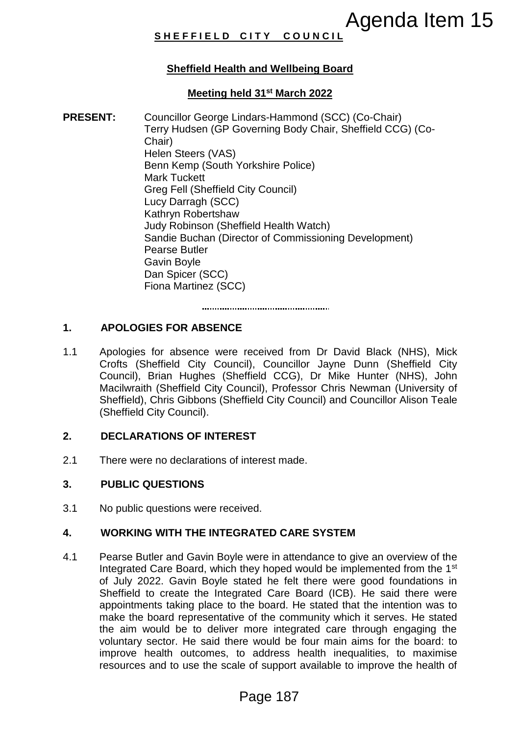Agenda Item 15

**SHEFFIELD CITY COUNCIL**

**Sheffield Health and Wellbeing Board**

**Meeting held 31st March 2022**

**PRESENT:** Councillor George Lindars-Hammond (SCC) (Co-Chair)
Terry Hudsen (GP Governing Body Chair, Sheffield CCG) (Co-Chair)
Helen Steers (VAS)
Benn Kemp (South Yorkshire Police)
Mark Tuckett
Greg Fell (Sheffield City Council)
Lucy Darragh (SCC)
Kathryn Robertshaw
Judy Robinson (Sheffield Health Watch)
Sandie Buchan (Director of Commissioning Development)
Pearse Butler
Gavin Boyle
Dan Spicer (SCC)
Fiona Martinez (SCC)

## 1. APOLOGIES FOR ABSENCE

1.1 Apologies for absence were received from Dr David Black (NHS), Mick Crofts (Sheffield City Council), Councillor Jayne Dunn (Sheffield City Council), Brian Hughes (Sheffield CCG), Dr Mike Hunter (NHS), John Macilwraith (Sheffield City Council), Professor Chris Newman (University of Sheffield), Chris Gibbons (Sheffield City Council) and Councillor Alison Teale (Sheffield City Council).

## 2. DECLARATIONS OF INTEREST

2.1 There were no declarations of interest made.

## 3. PUBLIC QUESTIONS

3.1 No public questions were received.

## 4. WORKING WITH THE INTEGRATED CARE SYSTEM

4.1 Pearse Butler and Gavin Boyle were in attendance to give an overview of the Integrated Care Board, which they hoped would be implemented from the 1st of July 2022. Gavin Boyle stated he felt there were good foundations in Sheffield to create the Integrated Care Board (ICB). He said there were appointments taking place to the board. He stated that the intention was to make the board representative of the community which it serves. He stated the aim would be to deliver more integrated care through engaging the voluntary sector. He said there would be four main aims for the board: to improve health outcomes, to address health inequalities, to maximise resources and to use the scale of support available to improve the health of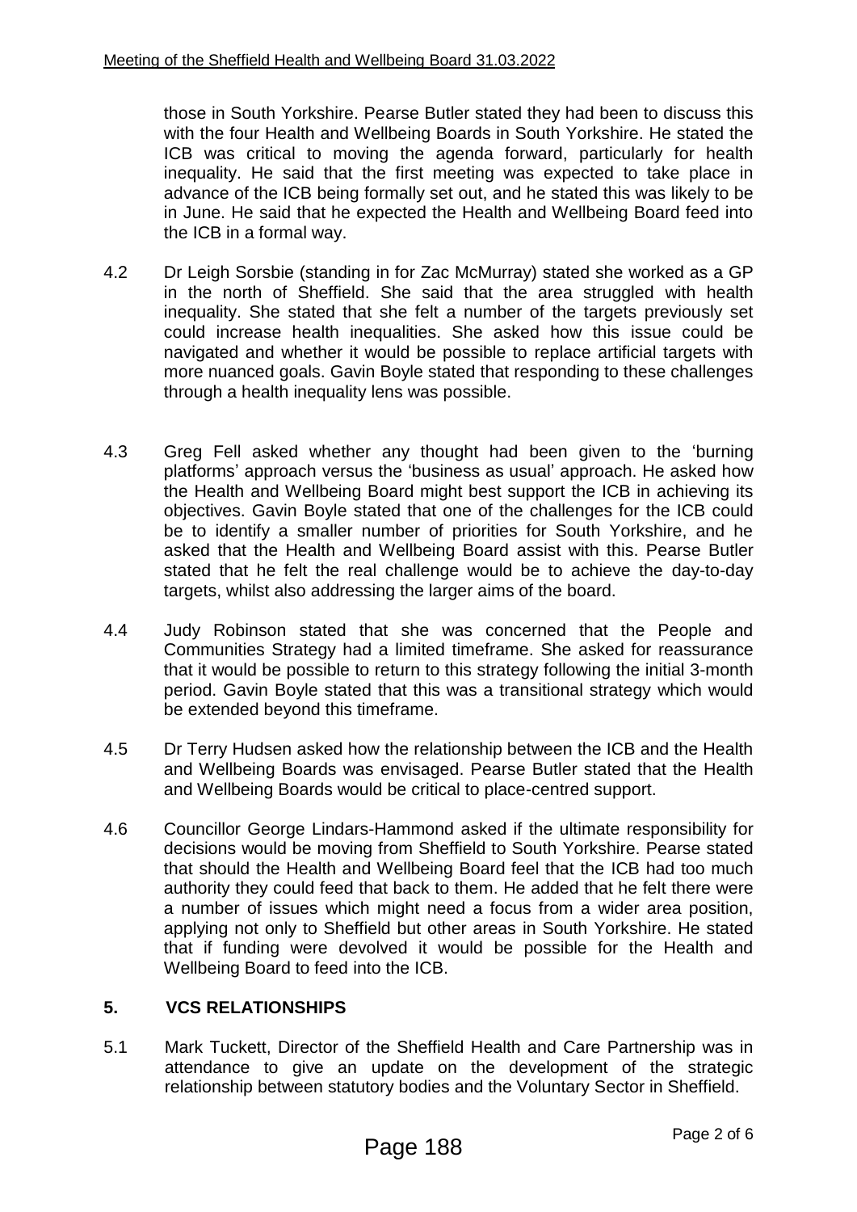those in South Yorkshire. Pearse Butler stated they had been to discuss this with the four Health and Wellbeing Boards in South Yorkshire. He stated the ICB was critical to moving the agenda forward, particularly for health inequality. He said that the first meeting was expected to take place in advance of the ICB being formally set out, and he stated this was likely to be in June. He said that he expected the Health and Wellbeing Board feed into the ICB in a formal way.

4.2 Dr Leigh Sorsbie (standing in for Zac McMurray) stated she worked as a GP in the north of Sheffield. She said that the area struggled with health inequality. She stated that she felt a number of the targets previously set could increase health inequalities. She asked how this issue could be navigated and whether it would be possible to replace artificial targets with more nuanced goals. Gavin Boyle stated that responding to these challenges through a health inequality lens was possible.

4.3 Greg Fell asked whether any thought had been given to the 'burning platforms' approach versus the 'business as usual' approach. He asked how the Health and Wellbeing Board might best support the ICB in achieving its objectives. Gavin Boyle stated that one of the challenges for the ICB could be to identify a smaller number of priorities for South Yorkshire, and he asked that the Health and Wellbeing Board assist with this. Pearse Butler stated that he felt the real challenge would be to achieve the day-to-day targets, whilst also addressing the larger aims of the board.

4.4 Judy Robinson stated that she was concerned that the People and Communities Strategy had a limited timeframe. She asked for reassurance that it would be possible to return to this strategy following the initial 3-month period. Gavin Boyle stated that this was a transitional strategy which would be extended beyond this timeframe.

4.5 Dr Terry Hudsen asked how the relationship between the ICB and the Health and Wellbeing Boards was envisaged. Pearse Butler stated that the Health and Wellbeing Boards would be critical to place-centred support.

4.6 Councillor George Lindars-Hammond asked if the ultimate responsibility for decisions would be moving from Sheffield to South Yorkshire. Pearse stated that should the Health and Wellbeing Board feel that the ICB had too much authority they could feed that back to them. He added that he felt there were a number of issues which might need a focus from a wider area position, applying not only to Sheffield but other areas in South Yorkshire. He stated that if funding were devolved it would be possible for the Health and Wellbeing Board to feed into the ICB.

## 5. VCS RELATIONSHIPS

5.1 Mark Tuckett, Director of the Sheffield Health and Care Partnership was in attendance to give an update on the development of the strategic relationship between statutory bodies and the Voluntary Sector in Sheffield.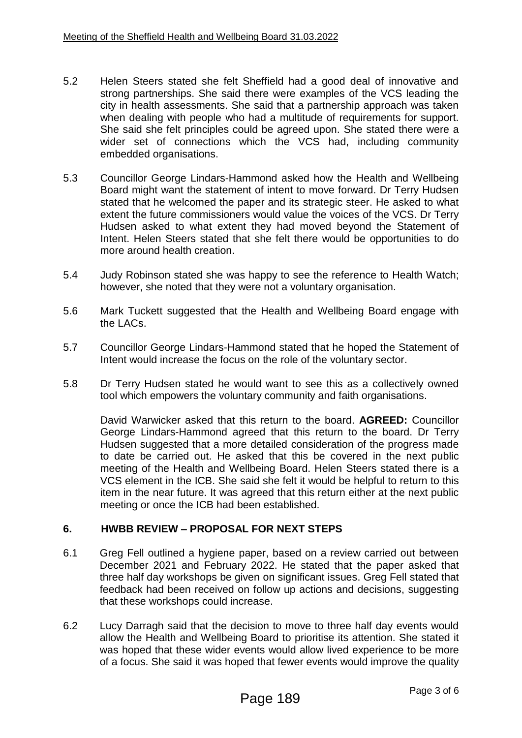5.2 Helen Steers stated she felt Sheffield had a good deal of innovative and strong partnerships. She said there were examples of the VCS leading the city in health assessments. She said that a partnership approach was taken when dealing with people who had a multitude of requirements for support. She said she felt principles could be agreed upon. She stated there were a wider set of connections which the VCS had, including community embedded organisations.

5.3 Councillor George Lindars-Hammond asked how the Health and Wellbeing Board might want the statement of intent to move forward. Dr Terry Hudsen stated that he welcomed the paper and its strategic steer. He asked to what extent the future commissioners would value the voices of the VCS. Dr Terry Hudsen asked to what extent they had moved beyond the Statement of Intent. Helen Steers stated that she felt there would be opportunities to do more around health creation.

5.4 Judy Robinson stated she was happy to see the reference to Health Watch; however, she noted that they were not a voluntary organisation.

5.6 Mark Tuckett suggested that the Health and Wellbeing Board engage with the LACs.

5.7 Councillor George Lindars-Hammond stated that he hoped the Statement of Intent would increase the focus on the role of the voluntary sector.

5.8 Dr Terry Hudsen stated he would want to see this as a collectively owned tool which empowers the voluntary community and faith organisations.

David Warwicker asked that this return to the board. **AGREED:** Councillor George Lindars-Hammond agreed that this return to the board. Dr Terry Hudsen suggested that a more detailed consideration of the progress made to date be carried out. He asked that this be covered in the next public meeting of the Health and Wellbeing Board. Helen Steers stated there is a VCS element in the ICB. She said she felt it would be helpful to return to this item in the near future. It was agreed that this return either at the next public meeting or once the ICB had been established.

## 6. HWBB REVIEW – PROPOSAL FOR NEXT STEPS

6.1 Greg Fell outlined a hygiene paper, based on a review carried out between December 2021 and February 2022. He stated that the paper asked that three half day workshops be given on significant issues. Greg Fell stated that feedback had been received on follow up actions and decisions, suggesting that these workshops could increase.

6.2 Lucy Darragh said that the decision to move to three half day events would allow the Health and Wellbeing Board to prioritise its attention. She stated it was hoped that these wider events would allow lived experience to be more of a focus. She said it was hoped that fewer events would improve the quality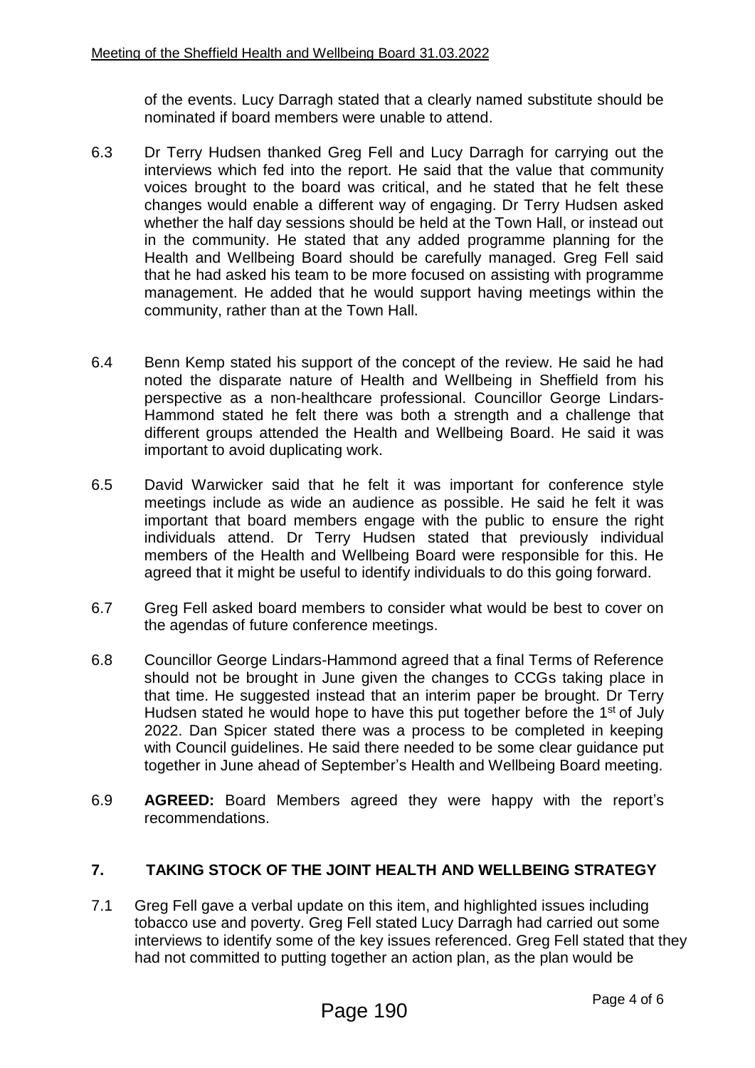of the events. Lucy Darragh stated that a clearly named substitute should be nominated if board members were unable to attend.

6.3 Dr Terry Hudsen thanked Greg Fell and Lucy Darragh for carrying out the interviews which fed into the report. He said that the value that community voices brought to the board was critical, and he stated that he felt these changes would enable a different way of engaging. Dr Terry Hudsen asked whether the half day sessions should be held at the Town Hall, or instead out in the community. He stated that any added programme planning for the Health and Wellbeing Board should be carefully managed. Greg Fell said that he had asked his team to be more focused on assisting with programme management. He added that he would support having meetings within the community, rather than at the Town Hall.

6.4 Benn Kemp stated his support of the concept of the review. He said he had noted the disparate nature of Health and Wellbeing in Sheffield from his perspective as a non-healthcare professional. Councillor George Lindars-Hammond stated he felt there was both a strength and a challenge that different groups attended the Health and Wellbeing Board. He said it was important to avoid duplicating work.

6.5 David Warwicker said that he felt it was important for conference style meetings include as wide an audience as possible. He said he felt it was important that board members engage with the public to ensure the right individuals attend. Dr Terry Hudsen stated that previously individual members of the Health and Wellbeing Board were responsible for this. He agreed that it might be useful to identify individuals to do this going forward.

6.7 Greg Fell asked board members to consider what would be best to cover on the agendas of future conference meetings.

6.8 Councillor George Lindars-Hammond agreed that a final Terms of Reference should not be brought in June given the changes to CCGs taking place in that time. He suggested instead that an interim paper be brought. Dr Terry Hudsen stated he would hope to have this put together before the 1st of July 2022. Dan Spicer stated there was a process to be completed in keeping with Council guidelines. He said there needed to be some clear guidance put together in June ahead of September's Health and Wellbeing Board meeting.

6.9 **AGREED:** Board Members agreed they were happy with the report's recommendations.

## 7. TAKING STOCK OF THE JOINT HEALTH AND WELLBEING STRATEGY

7.1 Greg Fell gave a verbal update on this item, and highlighted issues including tobacco use and poverty. Greg Fell stated Lucy Darragh had carried out some interviews to identify some of the key issues referenced. Greg Fell stated that they had not committed to putting together an action plan, as the plan would be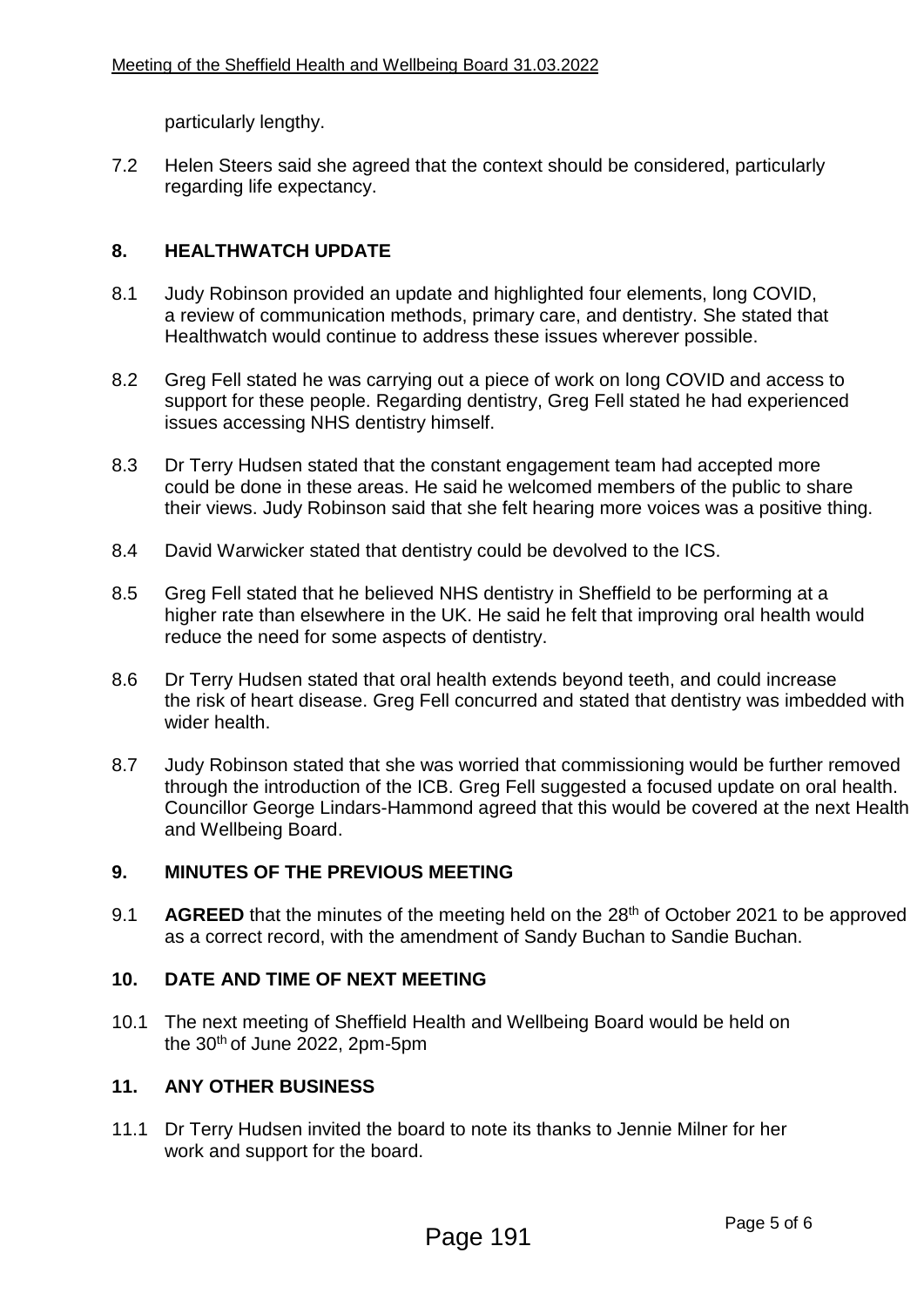particularly lengthy.

7.2 Helen Steers said she agreed that the context should be considered, particularly regarding life expectancy.

## 8. HEALTHWATCH UPDATE

8.1 Judy Robinson provided an update and highlighted four elements, long COVID, a review of communication methods, primary care, and dentistry. She stated that Healthwatch would continue to address these issues wherever possible.

8.2 Greg Fell stated he was carrying out a piece of work on long COVID and access to support for these people. Regarding dentistry, Greg Fell stated he had experienced issues accessing NHS dentistry himself.

8.3 Dr Terry Hudsen stated that the constant engagement team had accepted more could be done in these areas. He said he welcomed members of the public to share their views. Judy Robinson said that she felt hearing more voices was a positive thing.

8.4 David Warwicker stated that dentistry could be devolved to the ICS.

8.5 Greg Fell stated that he believed NHS dentistry in Sheffield to be performing at a higher rate than elsewhere in the UK. He said he felt that improving oral health would reduce the need for some aspects of dentistry.

8.6 Dr Terry Hudsen stated that oral health extends beyond teeth, and could increase the risk of heart disease. Greg Fell concurred and stated that dentistry was imbedded with wider health.

8.7 Judy Robinson stated that she was worried that commissioning would be further removed through the introduction of the ICB. Greg Fell suggested a focused update on oral health. Councillor George Lindars-Hammond agreed that this would be covered at the next Health and Wellbeing Board.

## 9. MINUTES OF THE PREVIOUS MEETING

9.1 **AGREED** that the minutes of the meeting held on the 28th of October 2021 to be approved as a correct record, with the amendment of Sandy Buchan to Sandie Buchan.

## 10. DATE AND TIME OF NEXT MEETING

10.1 The next meeting of Sheffield Health and Wellbeing Board would be held on the 30th of June 2022, 2pm-5pm

## 11. ANY OTHER BUSINESS

11.1 Dr Terry Hudsen invited the board to note its thanks to Jennie Milner for her work and support for the board.